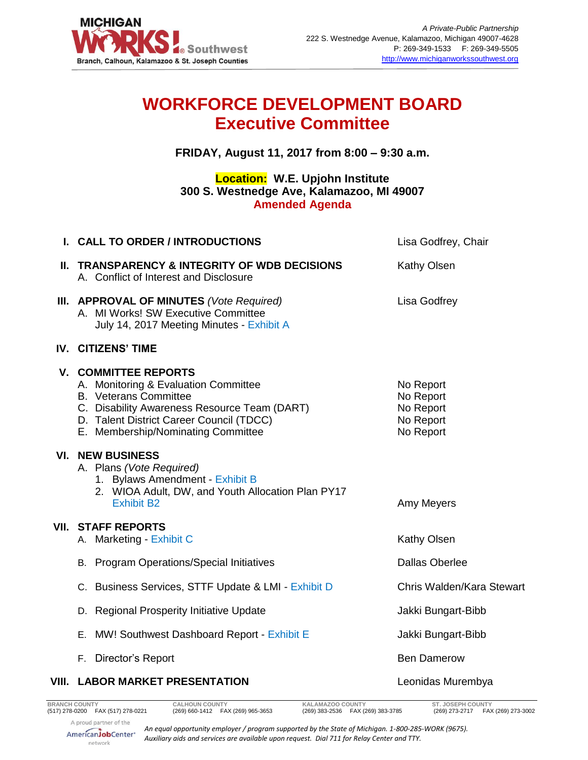MICHIGAN WORKS! Southwest
Branch, Calhoun, Kalamazoo & St. Joseph Counties

*A Private-Public Partnership*
222 S. Westnedge Avenue, Kalamazoo, Michigan 49007-4628
P: 269-349-1533 F: 269-349-5505
http://www.michiganworkssouthwest.org

# WORKFORCE DEVELOPMENT BOARD
# Executive Committee

**FRIDAY, August 11, 2017 from 8:00 – 9:30 a.m.**

**Location: W.E. Upjohn Institute**
**300 S. Westnedge Ave, Kalamazoo, MI 49007**
**Amended Agenda**

| | |
|---|---|
| **I. CALL TO ORDER / INTRODUCTIONS** | Lisa Godfrey, Chair |
| **II. TRANSPARENCY & INTEGRITY OF WDB DECISIONS** | Kathy Olsen |
| A. Conflict of Interest and Disclosure | |
| **III. APPROVAL OF MINUTES** *(Vote Required)* | Lisa Godfrey |
| A. MI Works! SW Executive Committee July 14, 2017 Meeting Minutes - Exhibit A | |
| **IV. CITIZENS' TIME** | |
| **V. COMMITTEE REPORTS** | |
| A. Monitoring & Evaluation Committee | No Report |
| B. Veterans Committee | No Report |
| C. Disability Awareness Resource Team (DART) | No Report |
| D. Talent District Career Council (TDCC) | No Report |
| E. Membership/Nominating Committee | No Report |
| **VI. NEW BUSINESS** | |
| A. Plans *(Vote Required)* | |
| 1. Bylaws Amendment - Exhibit B | |
| 2. WIOA Adult, DW, and Youth Allocation Plan PY17 Exhibit B2 | Amy Meyers |
| **VII. STAFF REPORTS** | |
| A. Marketing - Exhibit C | Kathy Olsen |
| B. Program Operations/Special Initiatives | Dallas Oberlee |
| C. Business Services, STTF Update & LMI - Exhibit D | Chris Walden/Kara Stewart |
| D. Regional Prosperity Initiative Update | Jakki Bungart-Bibb |
| E. MW! Southwest Dashboard Report - Exhibit E | Jakki Bungart-Bibb |
| F. Director's Report | Ben Damerow |
| **VIII. LABOR MARKET PRESENTATION** | Leonidas Murembya |

BRANCH COUNTY (517) 278-0200 FAX (517) 278-0221 | CALHOUN COUNTY (269) 660-1412 FAX (269) 965-3653 | KALAMAZOO COUNTY (269) 383-2536 FAX (269) 383-3785 | ST. JOSEPH COUNTY (269) 273-2717 FAX (269) 273-3002

A proud partner of the AmericanJobCenter network

*An equal opportunity employer / program supported by the State of Michigan. 1-800-285-WORK (9675). Auxiliary aids and services are available upon request. Dial 711 for Relay Center and TTY.*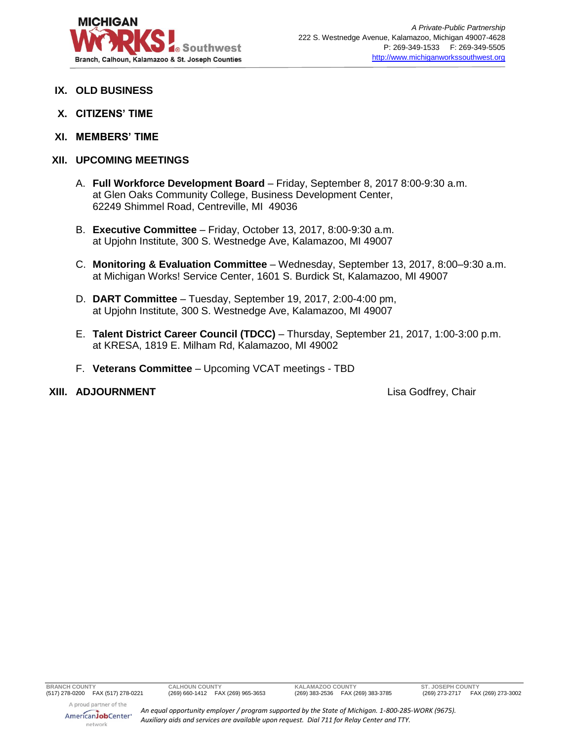## IX. OLD BUSINESS

## X. CITIZENS' TIME

## XI. MEMBERS' TIME

## XII. UPCOMING MEETINGS

A. **Full Workforce Development Board** – Friday, September 8, 2017 8:00-9:30 a.m. at Glen Oaks Community College, Business Development Center, 62249 Shimmel Road, Centreville, MI 49036

B. **Executive Committee** – Friday, October 13, 2017, 8:00-9:30 a.m. at Upjohn Institute, 300 S. Westnedge Ave, Kalamazoo, MI 49007

C. **Monitoring & Evaluation Committee** – Wednesday, September 13, 2017, 8:00–9:30 a.m. at Michigan Works! Service Center, 1601 S. Burdick St, Kalamazoo, MI 49007

D. **DART Committee** – Tuesday, September 19, 2017, 2:00-4:00 pm, at Upjohn Institute, 300 S. Westnedge Ave, Kalamazoo, MI 49007

E. **Talent District Career Council (TDCC)** – Thursday, September 21, 2017, 1:00-3:00 p.m. at KRESA, 1819 E. Milham Rd, Kalamazoo, MI 49002

F. **Veterans Committee** – Upcoming VCAT meetings - TBD

## XIII. ADJOURNMENT

Lisa Godfrey, Chair